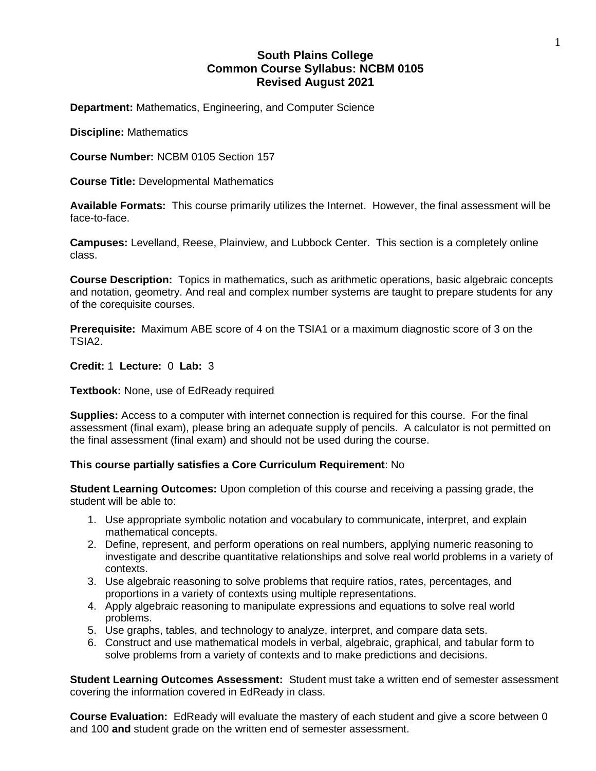# South Plains College
# Common Course Syllabus: NCBM 0105
# Revised August 2021

**Department:** Mathematics, Engineering, and Computer Science

**Discipline:** Mathematics

**Course Number:** NCBM 0105 Section 157

**Course Title:** Developmental Mathematics

**Available Formats:** This course primarily utilizes the Internet. However, the final assessment will be face-to-face.

**Campuses:** Levelland, Reese, Plainview, and Lubbock Center. This section is a completely online class.

**Course Description:** Topics in mathematics, such as arithmetic operations, basic algebraic concepts and notation, geometry. And real and complex number systems are taught to prepare students for any of the corequisite courses.

**Prerequisite:** Maximum ABE score of 4 on the TSIA1 or a maximum diagnostic score of 3 on the TSIA2.

**Credit:** 1 **Lecture:** 0 **Lab:** 3

**Textbook:** None, use of EdReady required

**Supplies:** Access to a computer with internet connection is required for this course. For the final assessment (final exam), please bring an adequate supply of pencils. A calculator is not permitted on the final assessment (final exam) and should not be used during the course.

**This course partially satisfies a Core Curriculum Requirement**: No

**Student Learning Outcomes:** Upon completion of this course and receiving a passing grade, the student will be able to:

1. Use appropriate symbolic notation and vocabulary to communicate, interpret, and explain mathematical concepts.
2. Define, represent, and perform operations on real numbers, applying numeric reasoning to investigate and describe quantitative relationships and solve real world problems in a variety of contexts.
3. Use algebraic reasoning to solve problems that require ratios, rates, percentages, and proportions in a variety of contexts using multiple representations.
4. Apply algebraic reasoning to manipulate expressions and equations to solve real world problems.
5. Use graphs, tables, and technology to analyze, interpret, and compare data sets.
6. Construct and use mathematical models in verbal, algebraic, graphical, and tabular form to solve problems from a variety of contexts and to make predictions and decisions.

**Student Learning Outcomes Assessment:** Student must take a written end of semester assessment covering the information covered in EdReady in class.

**Course Evaluation:** EdReady will evaluate the mastery of each student and give a score between 0 and 100 **and** student grade on the written end of semester assessment.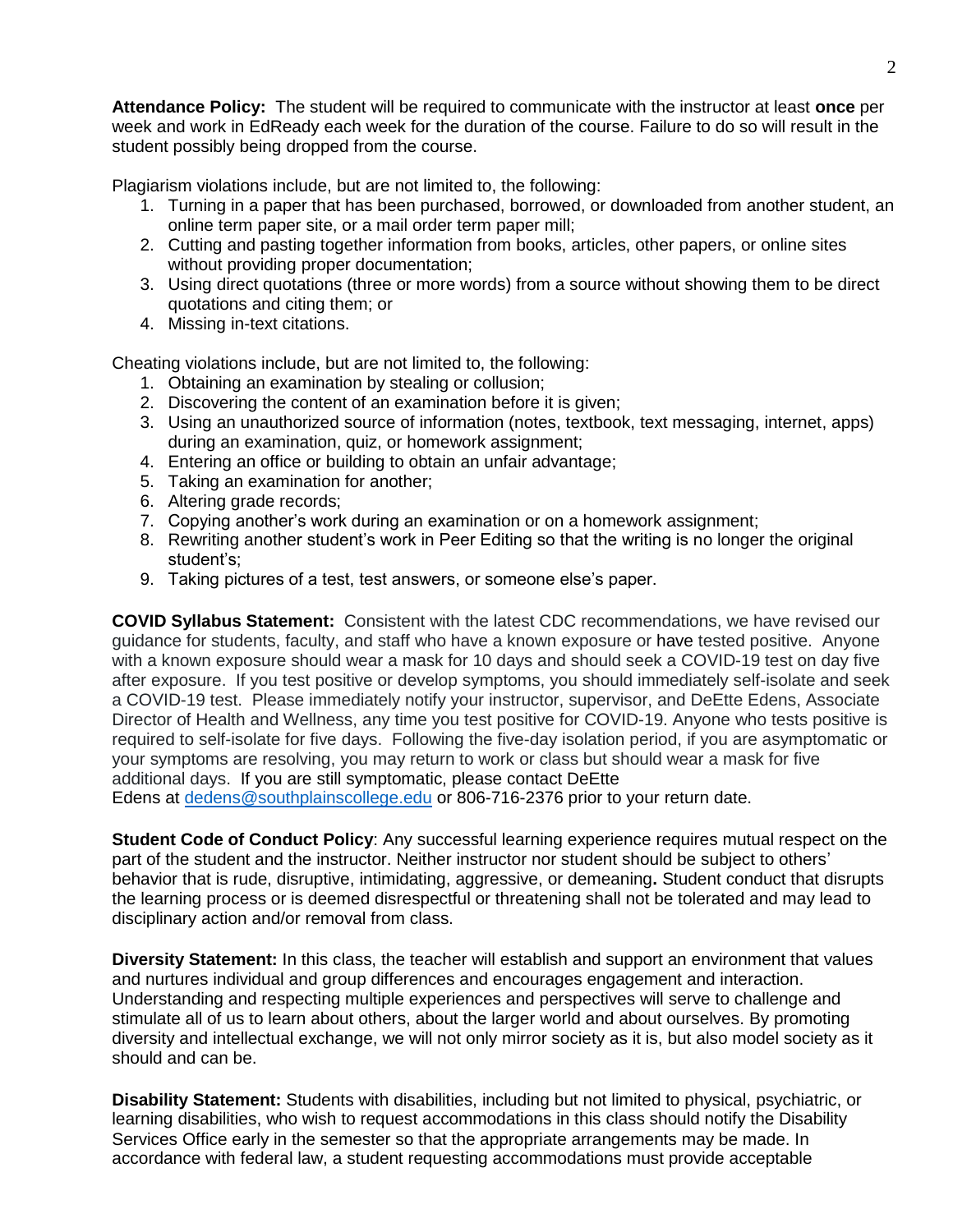**Attendance Policy:** The student will be required to communicate with the instructor at least **once** per week and work in EdReady each week for the duration of the course. Failure to do so will result in the student possibly being dropped from the course.

Plagiarism violations include, but are not limited to, the following:

1. Turning in a paper that has been purchased, borrowed, or downloaded from another student, an online term paper site, or a mail order term paper mill;
2. Cutting and pasting together information from books, articles, other papers, or online sites without providing proper documentation;
3. Using direct quotations (three or more words) from a source without showing them to be direct quotations and citing them; or
4. Missing in-text citations.

Cheating violations include, but are not limited to, the following:

1. Obtaining an examination by stealing or collusion;
2. Discovering the content of an examination before it is given;
3. Using an unauthorized source of information (notes, textbook, text messaging, internet, apps) during an examination, quiz, or homework assignment;
4. Entering an office or building to obtain an unfair advantage;
5. Taking an examination for another;
6. Altering grade records;
7. Copying another's work during an examination or on a homework assignment;
8. Rewriting another student's work in Peer Editing so that the writing is no longer the original student's;
9. Taking pictures of a test, test answers, or someone else's paper.

**COVID Syllabus Statement:** Consistent with the latest CDC recommendations, we have revised our guidance for students, faculty, and staff who have a known exposure or have tested positive. Anyone with a known exposure should wear a mask for 10 days and should seek a COVID-19 test on day five after exposure. If you test positive or develop symptoms, you should immediately self-isolate and seek a COVID-19 test. Please immediately notify your instructor, supervisor, and DeEtte Edens, Associate Director of Health and Wellness, any time you test positive for COVID-19. Anyone who tests positive is required to self-isolate for five days. Following the five-day isolation period, if you are asymptomatic or your symptoms are resolving, you may return to work or class but should wear a mask for five additional days. If you are still symptomatic, please contact DeEtte Edens at dedens@southplainscollege.edu or 806-716-2376 prior to your return date.

**Student Code of Conduct Policy**: Any successful learning experience requires mutual respect on the part of the student and the instructor. Neither instructor nor student should be subject to others' behavior that is rude, disruptive, intimidating, aggressive, or demeaning**.** Student conduct that disrupts the learning process or is deemed disrespectful or threatening shall not be tolerated and may lead to disciplinary action and/or removal from class.

**Diversity Statement:** In this class, the teacher will establish and support an environment that values and nurtures individual and group differences and encourages engagement and interaction. Understanding and respecting multiple experiences and perspectives will serve to challenge and stimulate all of us to learn about others, about the larger world and about ourselves. By promoting diversity and intellectual exchange, we will not only mirror society as it is, but also model society as it should and can be.

**Disability Statement:** Students with disabilities, including but not limited to physical, psychiatric, or learning disabilities, who wish to request accommodations in this class should notify the Disability Services Office early in the semester so that the appropriate arrangements may be made. In accordance with federal law, a student requesting accommodations must provide acceptable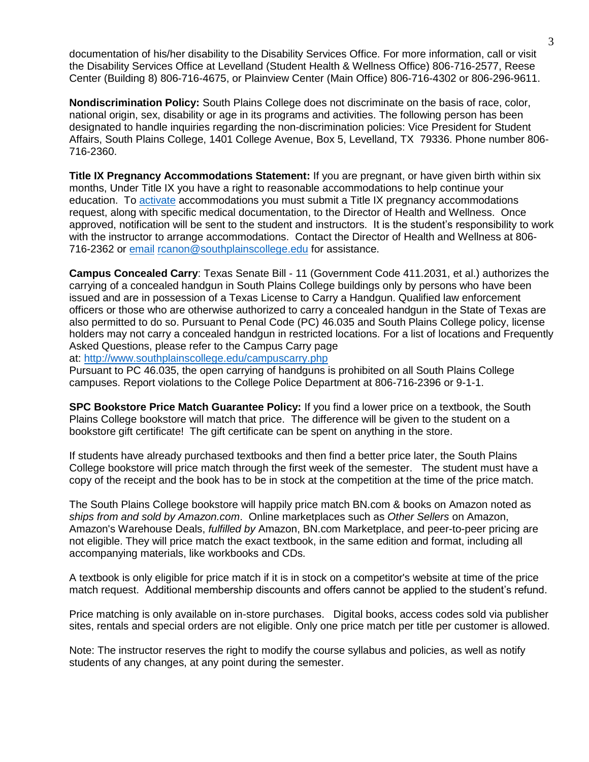documentation of his/her disability to the Disability Services Office. For more information, call or visit the Disability Services Office at Levelland (Student Health & Wellness Office) 806-716-2577, Reese Center (Building 8) 806-716-4675, or Plainview Center (Main Office) 806-716-4302 or 806-296-9611.

**Nondiscrimination Policy:** South Plains College does not discriminate on the basis of race, color, national origin, sex, disability or age in its programs and activities. The following person has been designated to handle inquiries regarding the non-discrimination policies: Vice President for Student Affairs, South Plains College, 1401 College Avenue, Box 5, Levelland, TX 79336. Phone number 806-716-2360.

**Title IX Pregnancy Accommodations Statement:** If you are pregnant, or have given birth within six months, Under Title IX you have a right to reasonable accommodations to help continue your education. To activate accommodations you must submit a Title IX pregnancy accommodations request, along with specific medical documentation, to the Director of Health and Wellness. Once approved, notification will be sent to the student and instructors. It is the student's responsibility to work with the instructor to arrange accommodations. Contact the Director of Health and Wellness at 806-716-2362 or email rcanon@southplainscollege.edu for assistance.

**Campus Concealed Carry**: Texas Senate Bill - 11 (Government Code 411.2031, et al.) authorizes the carrying of a concealed handgun in South Plains College buildings only by persons who have been issued and are in possession of a Texas License to Carry a Handgun. Qualified law enforcement officers or those who are otherwise authorized to carry a concealed handgun in the State of Texas are also permitted to do so. Pursuant to Penal Code (PC) 46.035 and South Plains College policy, license holders may not carry a concealed handgun in restricted locations. For a list of locations and Frequently Asked Questions, please refer to the Campus Carry page at: http://www.southplainscollege.edu/campuscarry.php
Pursuant to PC 46.035, the open carrying of handguns is prohibited on all South Plains College campuses. Report violations to the College Police Department at 806-716-2396 or 9-1-1.

**SPC Bookstore Price Match Guarantee Policy:** If you find a lower price on a textbook, the South Plains College bookstore will match that price. The difference will be given to the student on a bookstore gift certificate! The gift certificate can be spent on anything in the store.

If students have already purchased textbooks and then find a better price later, the South Plains College bookstore will price match through the first week of the semester. The student must have a copy of the receipt and the book has to be in stock at the competition at the time of the price match.

The South Plains College bookstore will happily price match BN.com & books on Amazon noted as *ships from and sold by Amazon.com*. Online marketplaces such as *Other Sellers* on Amazon, Amazon's Warehouse Deals, *fulfilled by* Amazon, BN.com Marketplace, and peer-to-peer pricing are not eligible. They will price match the exact textbook, in the same edition and format, including all accompanying materials, like workbooks and CDs.

A textbook is only eligible for price match if it is in stock on a competitor's website at time of the price match request. Additional membership discounts and offers cannot be applied to the student's refund.

Price matching is only available on in-store purchases. Digital books, access codes sold via publisher sites, rentals and special orders are not eligible. Only one price match per title per customer is allowed.

Note: The instructor reserves the right to modify the course syllabus and policies, as well as notify students of any changes, at any point during the semester.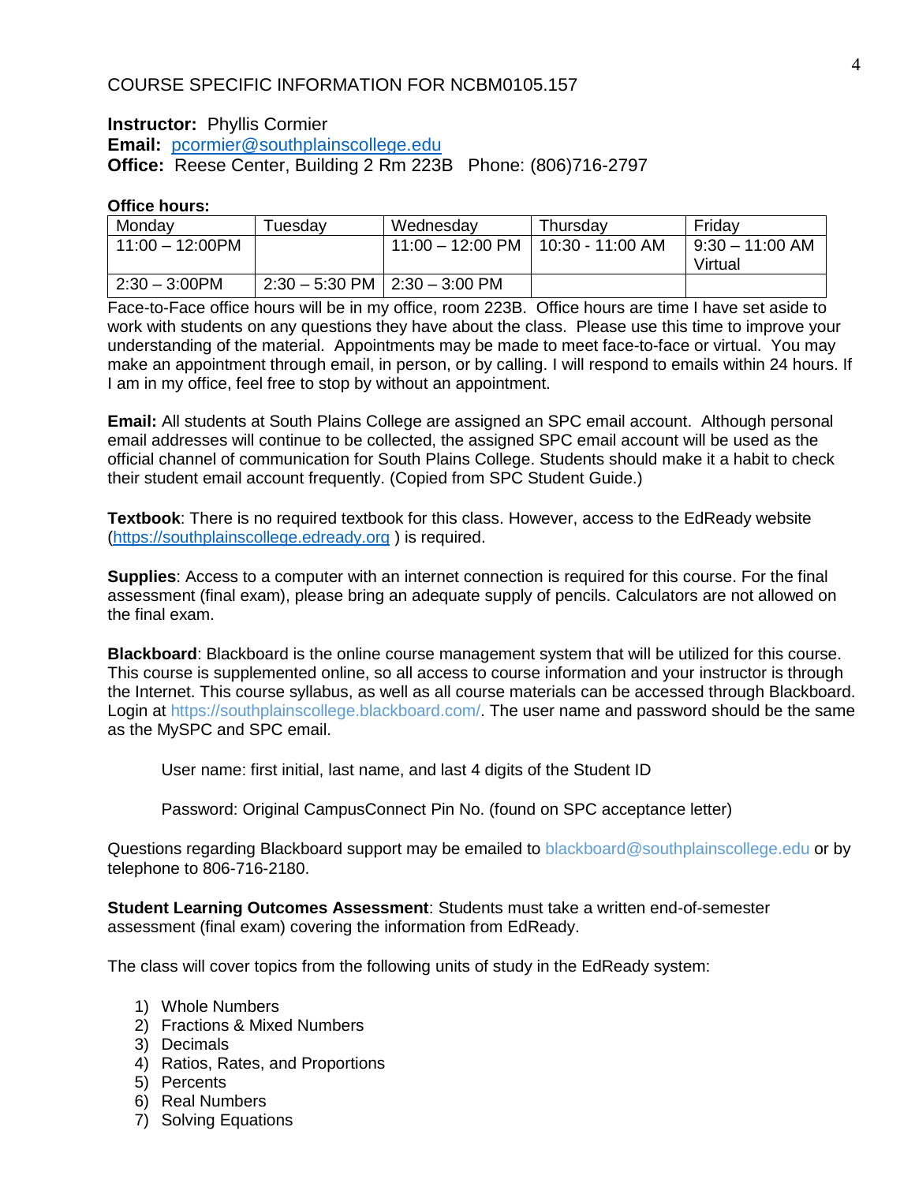COURSE SPECIFIC INFORMATION FOR NCBM0105.157

**Instructor:** Phyllis Cormier
**Email:** pcormier@southplainscollege.edu
**Office:** Reese Center, Building 2 Rm 223B   Phone: (806)716-2797

**Office hours:**

| Monday | Tuesday | Wednesday | Thursday | Friday |
|---|---|---|---|---|
| 11:00 – 12:00PM | | 11:00 – 12:00 PM | 10:30 - 11:00 AM | 9:30 – 11:00 AM Virtual |
| 2:30 – 3:00PM | 2:30 – 5:30 PM | 2:30 – 3:00 PM | | |

Face-to-Face office hours will be in my office, room 223B. Office hours are time I have set aside to work with students on any questions they have about the class. Please use this time to improve your understanding of the material. Appointments may be made to meet face-to-face or virtual. You may make an appointment through email, in person, or by calling. I will respond to emails within 24 hours. If I am in my office, feel free to stop by without an appointment.

**Email:** All students at South Plains College are assigned an SPC email account. Although personal email addresses will continue to be collected, the assigned SPC email account will be used as the official channel of communication for South Plains College. Students should make it a habit to check their student email account frequently. (Copied from SPC Student Guide.)

**Textbook**: There is no required textbook for this class. However, access to the EdReady website (https://southplainscollege.edready.org ) is required.

**Supplies**: Access to a computer with an internet connection is required for this course. For the final assessment (final exam), please bring an adequate supply of pencils. Calculators are not allowed on the final exam.

**Blackboard**: Blackboard is the online course management system that will be utilized for this course. This course is supplemented online, so all access to course information and your instructor is through the Internet. This course syllabus, as well as all course materials can be accessed through Blackboard. Login at https://southplainscollege.blackboard.com/. The user name and password should be the same as the MySPC and SPC email.

User name: first initial, last name, and last 4 digits of the Student ID

Password: Original CampusConnect Pin No. (found on SPC acceptance letter)

Questions regarding Blackboard support may be emailed to blackboard@southplainscollege.edu or by telephone to 806-716-2180.

**Student Learning Outcomes Assessment**: Students must take a written end-of-semester assessment (final exam) covering the information from EdReady.

The class will cover topics from the following units of study in the EdReady system:

1) Whole Numbers
2) Fractions & Mixed Numbers
3) Decimals
4) Ratios, Rates, and Proportions
5) Percents
6) Real Numbers
7) Solving Equations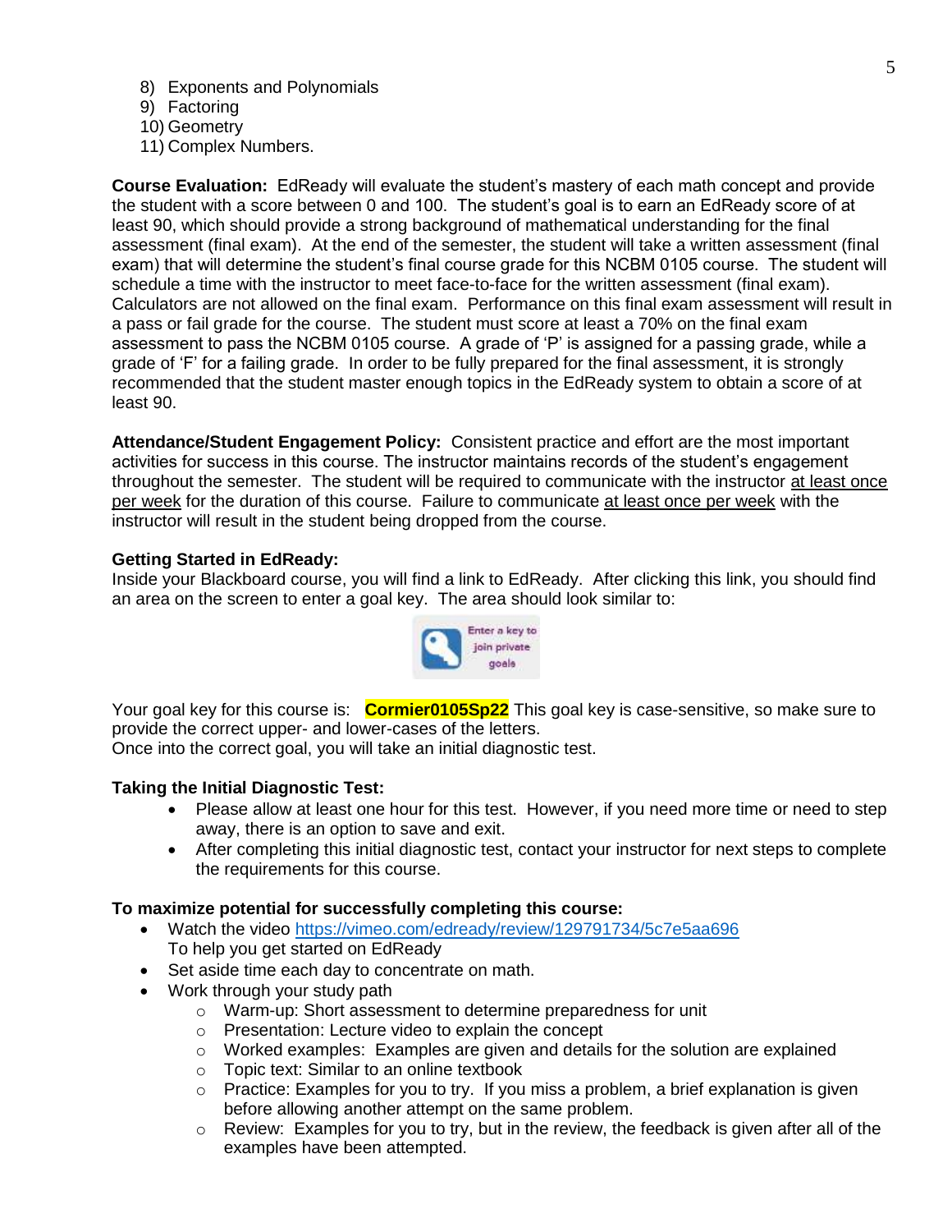8) Exponents and Polynomials
9) Factoring
10) Geometry
11) Complex Numbers.

**Course Evaluation:** EdReady will evaluate the student's mastery of each math concept and provide the student with a score between 0 and 100. The student's goal is to earn an EdReady score of at least 90, which should provide a strong background of mathematical understanding for the final assessment (final exam). At the end of the semester, the student will take a written assessment (final exam) that will determine the student's final course grade for this NCBM 0105 course. The student will schedule a time with the instructor to meet face-to-face for the written assessment (final exam). Calculators are not allowed on the final exam. Performance on this final exam assessment will result in a pass or fail grade for the course. The student must score at least a 70% on the final exam assessment to pass the NCBM 0105 course. A grade of 'P' is assigned for a passing grade, while a grade of 'F' for a failing grade. In order to be fully prepared for the final assessment, it is strongly recommended that the student master enough topics in the EdReady system to obtain a score of at least 90.

**Attendance/Student Engagement Policy:** Consistent practice and effort are the most important activities for success in this course. The instructor maintains records of the student's engagement throughout the semester. The student will be required to communicate with the instructor <u>at least once per week</u> for the duration of this course. Failure to communicate <u>at least once per week</u> with the instructor will result in the student being dropped from the course.

**Getting Started in EdReady:**
Inside your Blackboard course, you will find a link to EdReady. After clicking this link, you should find an area on the screen to enter a goal key. The area should look similar to:

Enter a key to join private goals

Your goal key for this course is: **Cormier0105Sp22** This goal key is case-sensitive, so make sure to provide the correct upper- and lower-cases of the letters.
Once into the correct goal, you will take an initial diagnostic test.

**Taking the Initial Diagnostic Test:**

- Please allow at least one hour for this test. However, if you need more time or need to step away, there is an option to save and exit.
- After completing this initial diagnostic test, contact your instructor for next steps to complete the requirements for this course.

**To maximize potential for successfully completing this course:**

- Watch the video https://vimeo.com/edready/review/129791734/5c7e5aa696
  To help you get started on EdReady
- Set aside time each day to concentrate on math.
- Work through your study path
  - Warm-up: Short assessment to determine preparedness for unit
  - Presentation: Lecture video to explain the concept
  - Worked examples: Examples are given and details for the solution are explained
  - Topic text: Similar to an online textbook
  - Practice: Examples for you to try. If you miss a problem, a brief explanation is given before allowing another attempt on the same problem.
  - Review: Examples for you to try, but in the review, the feedback is given after all of the examples have been attempted.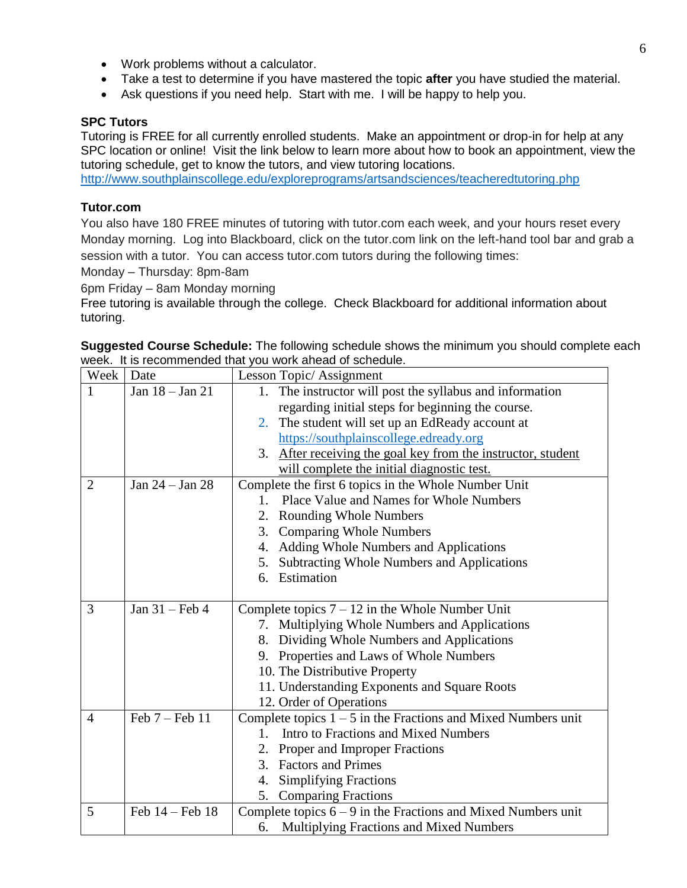- Work problems without a calculator.
- Take a test to determine if you have mastered the topic **after** you have studied the material.
- Ask questions if you need help. Start with me. I will be happy to help you.

**SPC Tutors**

Tutoring is FREE for all currently enrolled students. Make an appointment or drop-in for help at any SPC location or online! Visit the link below to learn more about how to book an appointment, view the tutoring schedule, get to know the tutors, and view tutoring locations.
http://www.southplainscollege.edu/exploreprograms/artsandsciences/teacheredtutoring.php

**Tutor.com**

You also have 180 FREE minutes of tutoring with tutor.com each week, and your hours reset every Monday morning. Log into Blackboard, click on the tutor.com link on the left-hand tool bar and grab a session with a tutor. You can access tutor.com tutors during the following times:

Monday – Thursday: 8pm-8am

6pm Friday – 8am Monday morning

Free tutoring is available through the college. Check Blackboard for additional information about tutoring.

**Suggested Course Schedule:** The following schedule shows the minimum you should complete each week. It is recommended that you work ahead of schedule.

| Week | Date | Lesson Topic/ Assignment |
|---|---|---|
| 1 | Jan 18 – Jan 21 | 1. The instructor will post the syllabus and information regarding initial steps for beginning the course.<br>2. The student will set up an EdReady account at https://southplainscollege.edready.org<br>3. After receiving the goal key from the instructor, student will complete the initial diagnostic test. |
| 2 | Jan 24 – Jan 28 | Complete the first 6 topics in the Whole Number Unit<br>1. Place Value and Names for Whole Numbers<br>2. Rounding Whole Numbers<br>3. Comparing Whole Numbers<br>4. Adding Whole Numbers and Applications<br>5. Subtracting Whole Numbers and Applications<br>6. Estimation |
| 3 | Jan 31 – Feb 4 | Complete topics 7 – 12 in the Whole Number Unit<br>7. Multiplying Whole Numbers and Applications<br>8. Dividing Whole Numbers and Applications<br>9. Properties and Laws of Whole Numbers<br>10. The Distributive Property<br>11. Understanding Exponents and Square Roots<br>12. Order of Operations |
| 4 | Feb 7 – Feb 11 | Complete topics 1 – 5 in the Fractions and Mixed Numbers unit<br>1. Intro to Fractions and Mixed Numbers<br>2. Proper and Improper Fractions<br>3. Factors and Primes<br>4. Simplifying Fractions<br>5. Comparing Fractions |
| 5 | Feb 14 – Feb 18 | Complete topics 6 – 9 in the Fractions and Mixed Numbers unit<br>6. Multiplying Fractions and Mixed Numbers |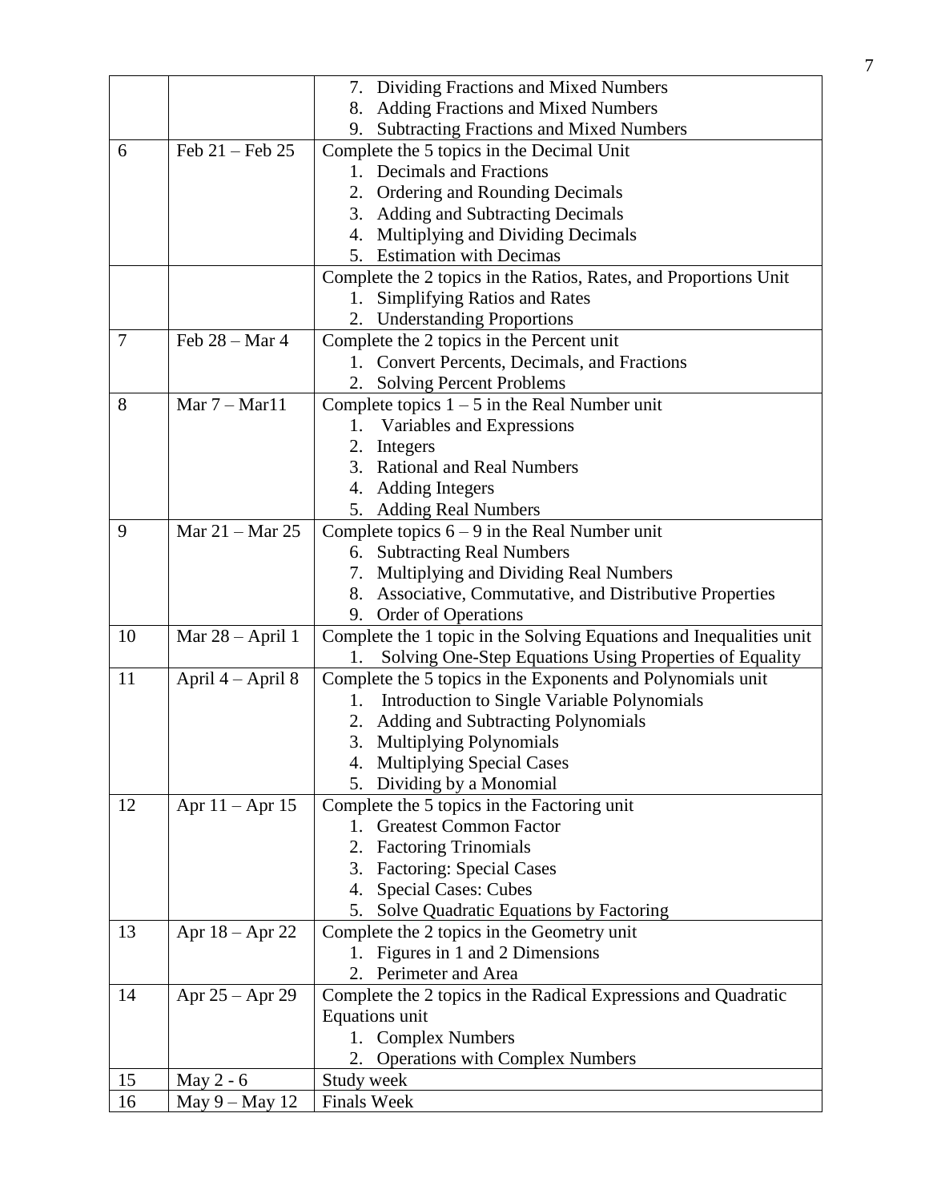| | | |
|---|---|---|
| | | 7. Dividing Fractions and Mixed Numbers<br>8. Adding Fractions and Mixed Numbers<br>9. Subtracting Fractions and Mixed Numbers |
| 6 | Feb 21 – Feb 25 | Complete the 5 topics in the Decimal Unit<br>1. Decimals and Fractions<br>2. Ordering and Rounding Decimals<br>3. Adding and Subtracting Decimals<br>4. Multiplying and Dividing Decimals<br>5. Estimation with Decimas |
| | | Complete the 2 topics in the Ratios, Rates, and Proportions Unit<br>1. Simplifying Ratios and Rates<br>2. Understanding Proportions |
| 7 | Feb 28 – Mar 4 | Complete the 2 topics in the Percent unit<br>1. Convert Percents, Decimals, and Fractions<br>2. Solving Percent Problems |
| 8 | Mar 7 – Mar11 | Complete topics 1 – 5 in the Real Number unit<br>1. Variables and Expressions<br>2. Integers<br>3. Rational and Real Numbers<br>4. Adding Integers<br>5. Adding Real Numbers |
| 9 | Mar 21 – Mar 25 | Complete topics 6 – 9 in the Real Number unit<br>6. Subtracting Real Numbers<br>7. Multiplying and Dividing Real Numbers<br>8. Associative, Commutative, and Distributive Properties<br>9. Order of Operations |
| 10 | Mar 28 – April 1 | Complete the 1 topic in the Solving Equations and Inequalities unit<br>1. Solving One-Step Equations Using Properties of Equality |
| 11 | April 4 – April 8 | Complete the 5 topics in the Exponents and Polynomials unit<br>1. Introduction to Single Variable Polynomials<br>2. Adding and Subtracting Polynomials<br>3. Multiplying Polynomials<br>4. Multiplying Special Cases<br>5. Dividing by a Monomial |
| 12 | Apr 11 – Apr 15 | Complete the 5 topics in the Factoring unit<br>1. Greatest Common Factor<br>2. Factoring Trinomials<br>3. Factoring: Special Cases<br>4. Special Cases: Cubes<br>5. Solve Quadratic Equations by Factoring |
| 13 | Apr 18 – Apr 22 | Complete the 2 topics in the Geometry unit<br>1. Figures in 1 and 2 Dimensions<br>2. Perimeter and Area |
| 14 | Apr 25 – Apr 29 | Complete the 2 topics in the Radical Expressions and Quadratic Equations unit<br>1. Complex Numbers<br>2. Operations with Complex Numbers |
| 15 | May 2 - 6 | Study week |
| 16 | May 9 – May 12 | Finals Week |